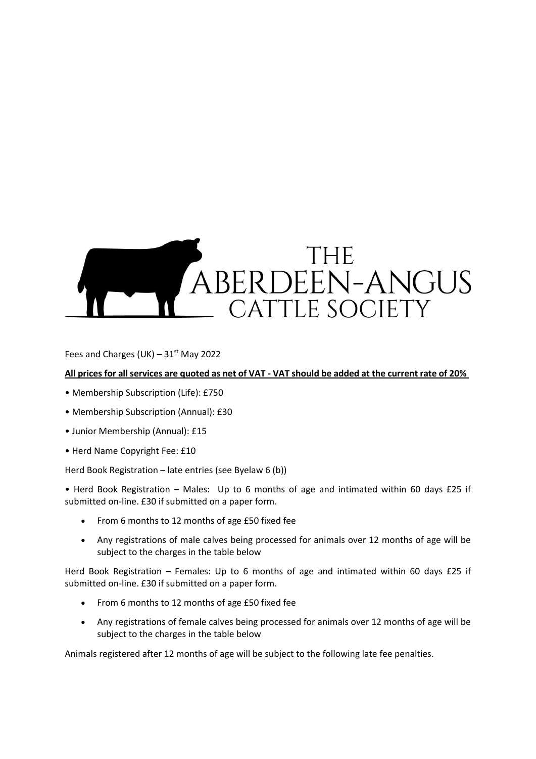# THE ABERDEEN-ANGUS CATTLE SOCIETY

Fees and Charges (UK) – 31st May 2022

**All prices for all services are quoted as net of VAT - VAT should be added at the current rate of 20%**

- Membership Subscription (Life): £750
- Membership Subscription (Annual): £30
- Junior Membership (Annual): £15
- Herd Name Copyright Fee: £10

Herd Book Registration – late entries (see Byelaw 6 (b))

- Herd Book Registration – Males: Up to 6 months of age and intimated within 60 days £25 if submitted on-line. £30 if submitted on a paper form.
    - From 6 months to 12 months of age £50 fixed fee
    - Any registrations of male calves being processed for animals over 12 months of age will be subject to the charges in the table below

Herd Book Registration – Females: Up to 6 months of age and intimated within 60 days £25 if submitted on-line. £30 if submitted on a paper form.

- From 6 months to 12 months of age £50 fixed fee
- Any registrations of female calves being processed for animals over 12 months of age will be subject to the charges in the table below

Animals registered after 12 months of age will be subject to the following late fee penalties.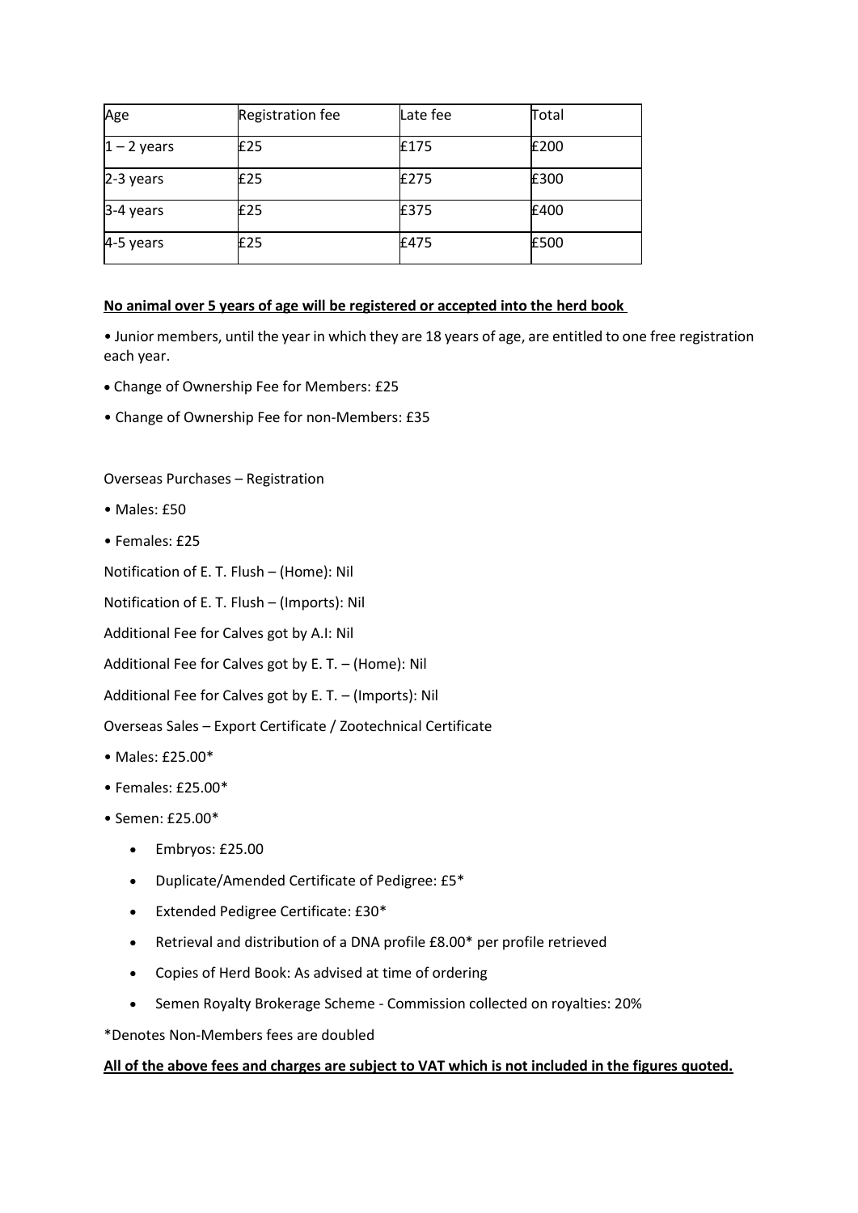| Age | Registration fee | Late fee | Total |
|---|---|---|---|
| 1 – 2 years | £25 | £175 | £200 |
| 2-3 years | £25 | £275 | £300 |
| 3-4 years | £25 | £375 | £400 |
| 4-5 years | £25 | £475 | £500 |

**No animal over 5 years of age will be registered or accepted into the herd book**

- Junior members, until the year in which they are 18 years of age, are entitled to one free registration each year.
- Change of Ownership Fee for Members: £25
- Change of Ownership Fee for non-Members: £35

Overseas Purchases – Registration

- Males: £50
- Females: £25

Notification of E. T. Flush – (Home): Nil

Notification of E. T. Flush – (Imports): Nil

Additional Fee for Calves got by A.I: Nil

Additional Fee for Calves got by E. T. – (Home): Nil

Additional Fee for Calves got by E. T. – (Imports): Nil

Overseas Sales – Export Certificate / Zootechnical Certificate

- Males: £25.00*
- Females: £25.00*
- Semen: £25.00*
  - Embryos: £25.00
  - Duplicate/Amended Certificate of Pedigree: £5*
  - Extended Pedigree Certificate: £30*
  - Retrieval and distribution of a DNA profile £8.00* per profile retrieved
  - Copies of Herd Book: As advised at time of ordering
  - Semen Royalty Brokerage Scheme - Commission collected on royalties: 20%

*Denotes Non-Members fees are doubled

**All of the above fees and charges are subject to VAT which is not included in the figures quoted.**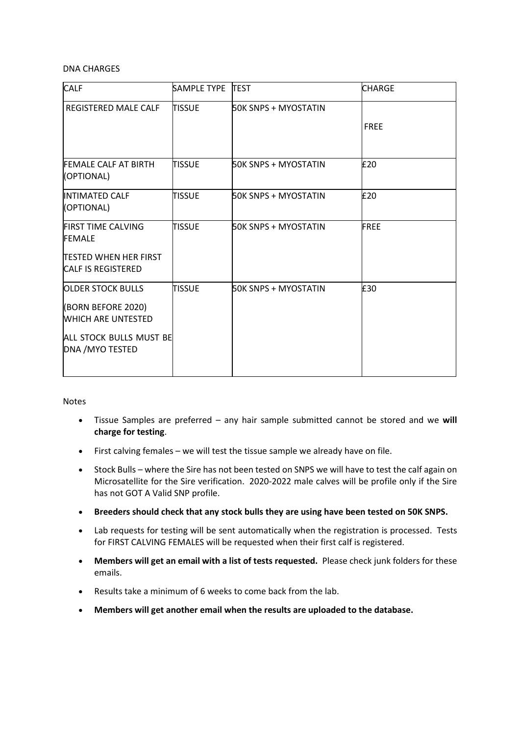DNA CHARGES

| CALF | SAMPLE TYPE | TEST | CHARGE |
|---|---|---|---|
| REGISTERED MALE CALF | TISSUE | 50K SNPS + MYOSTATIN | FREE |
| FEMALE CALF AT BIRTH (OPTIONAL) | TISSUE | 50K SNPS + MYOSTATIN | £20 |
| INTIMATED CALF (OPTIONAL) | TISSUE | 50K SNPS + MYOSTATIN | £20 |
| FIRST TIME CALVING FEMALE<br><br>TESTED WHEN HER FIRST CALF IS REGISTERED | TISSUE | 50K SNPS + MYOSTATIN | FREE |
| OLDER STOCK BULLS<br><br>(BORN BEFORE 2020) WHICH ARE UNTESTED<br><br>ALL STOCK BULLS MUST BE DNA /MYO TESTED | TISSUE | 50K SNPS + MYOSTATIN | £30 |

Notes

- Tissue Samples are preferred – any hair sample submitted cannot be stored and we **will charge for testing**.
- First calving females – we will test the tissue sample we already have on file.
- Stock Bulls – where the Sire has not been tested on SNPS we will have to test the calf again on Microsatellite for the Sire verification. 2020-2022 male calves will be profile only if the Sire has not GOT A Valid SNP profile.
- **Breeders should check that any stock bulls they are using have been tested on 50K SNPS.**
- Lab requests for testing will be sent automatically when the registration is processed. Tests for FIRST CALVING FEMALES will be requested when their first calf is registered.
- **Members will get an email with a list of tests requested.** Please check junk folders for these emails.
- Results take a minimum of 6 weeks to come back from the lab.
- **Members will get another email when the results are uploaded to the database.**